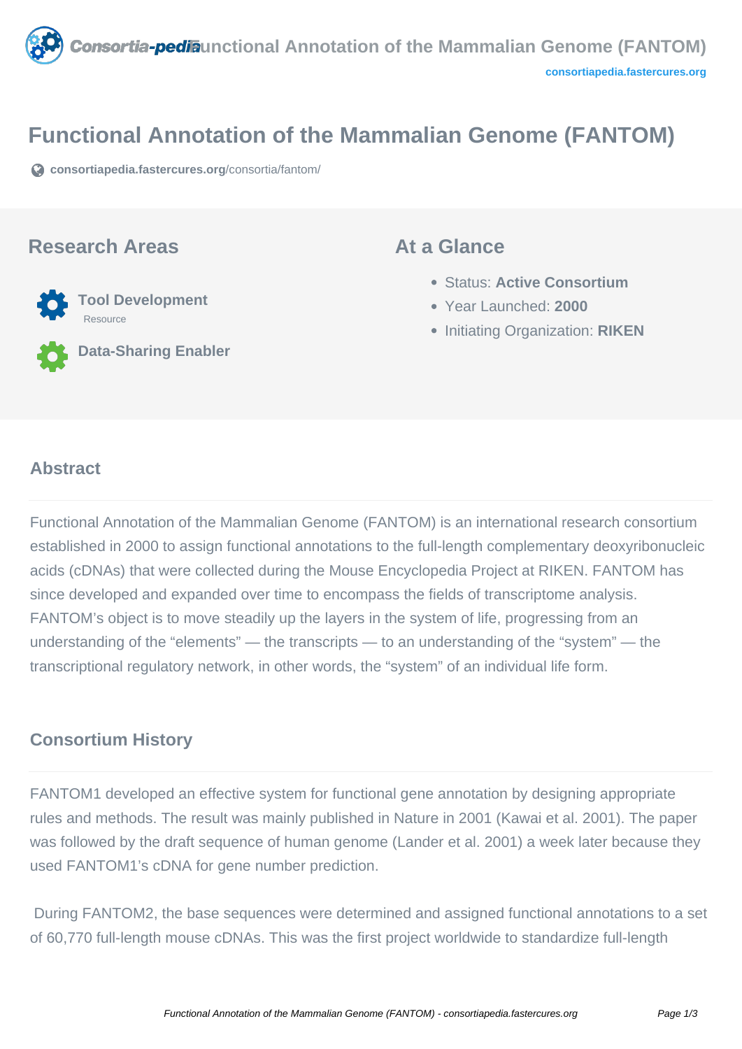# Functional Annotation of the Mammalian Genome (FANTOM)

consortiapedia.fastercures.org/consortia/fantom/

## Research Areas

**Tool Development**
Resource

**Data-Sharing Enabler**

## At a Glance

- Status: **Active Consortium**
- Year Launched: **2000**
- Initiating Organization: **RIKEN**

## Abstract

Functional Annotation of the Mammalian Genome (FANTOM) is an international research consortium established in 2000 to assign functional annotations to the full-length complementary deoxyribonucleic acids (cDNAs) that were collected during the Mouse Encyclopedia Project at RIKEN. FANTOM has since developed and expanded over time to encompass the fields of transcriptome analysis. FANTOM's object is to move steadily up the layers in the system of life, progressing from an understanding of the "elements" — the transcripts — to an understanding of the "system" — the transcriptional regulatory network, in other words, the "system" of an individual life form.

## Consortium History

FANTOM1 developed an effective system for functional gene annotation by designing appropriate rules and methods. The result was mainly published in Nature in 2001 (Kawai et al. 2001). The paper was followed by the draft sequence of human genome (Lander et al. 2001) a week later because they used FANTOM1's cDNA for gene number prediction.

During FANTOM2, the base sequences were determined and assigned functional annotations to a set of 60,770 full-length mouse cDNAs. This was the first project worldwide to standardize full-length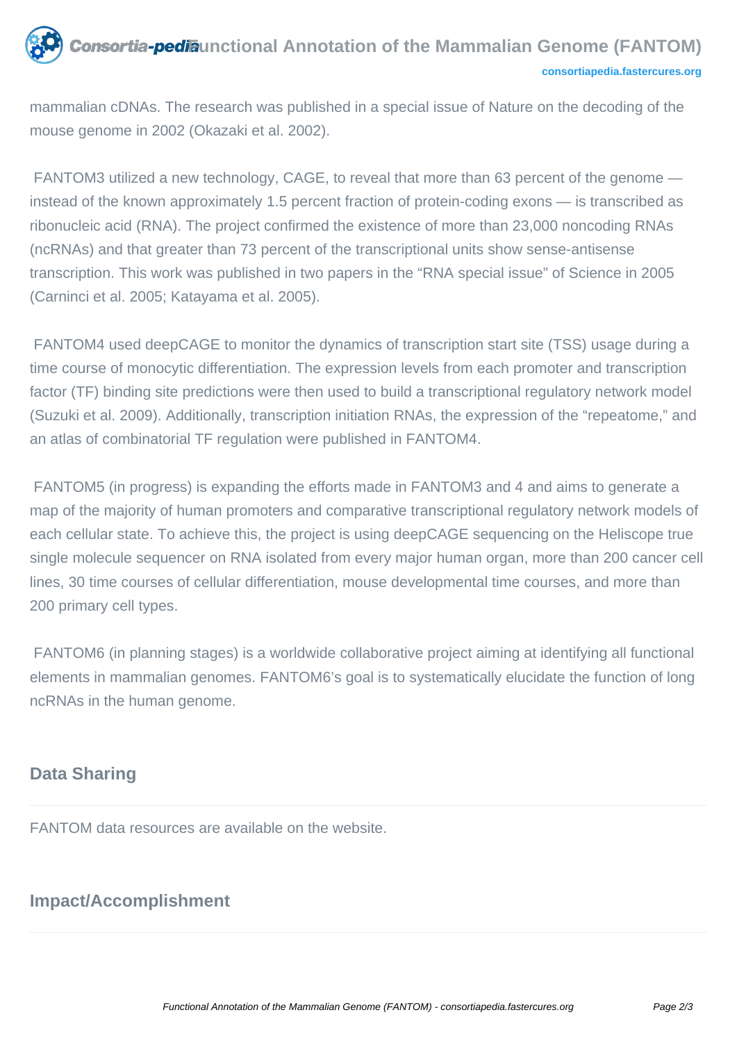mammalian cDNAs. The research was published in a special issue of Nature on the decoding of the mouse genome in 2002 (Okazaki et al. 2002).

FANTOM3 utilized a new technology, CAGE, to reveal that more than 63 percent of the genome — instead of the known approximately 1.5 percent fraction of protein-coding exons — is transcribed as ribonucleic acid (RNA). The project confirmed the existence of more than 23,000 noncoding RNAs (ncRNAs) and that greater than 73 percent of the transcriptional units show sense-antisense transcription. This work was published in two papers in the "RNA special issue" of Science in 2005 (Carninci et al. 2005; Katayama et al. 2005).

FANTOM4 used deepCAGE to monitor the dynamics of transcription start site (TSS) usage during a time course of monocytic differentiation. The expression levels from each promoter and transcription factor (TF) binding site predictions were then used to build a transcriptional regulatory network model (Suzuki et al. 2009). Additionally, transcription initiation RNAs, the expression of the "repeatome," and an atlas of combinatorial TF regulation were published in FANTOM4.

FANTOM5 (in progress) is expanding the efforts made in FANTOM3 and 4 and aims to generate a map of the majority of human promoters and comparative transcriptional regulatory network models of each cellular state. To achieve this, the project is using deepCAGE sequencing on the Heliscope true single molecule sequencer on RNA isolated from every major human organ, more than 200 cancer cell lines, 30 time courses of cellular differentiation, mouse developmental time courses, and more than 200 primary cell types.

FANTOM6 (in planning stages) is a worldwide collaborative project aiming at identifying all functional elements in mammalian genomes. FANTOM6's goal is to systematically elucidate the function of long ncRNAs in the human genome.

## Data Sharing

FANTOM data resources are available on the website.

## Impact/Accomplishment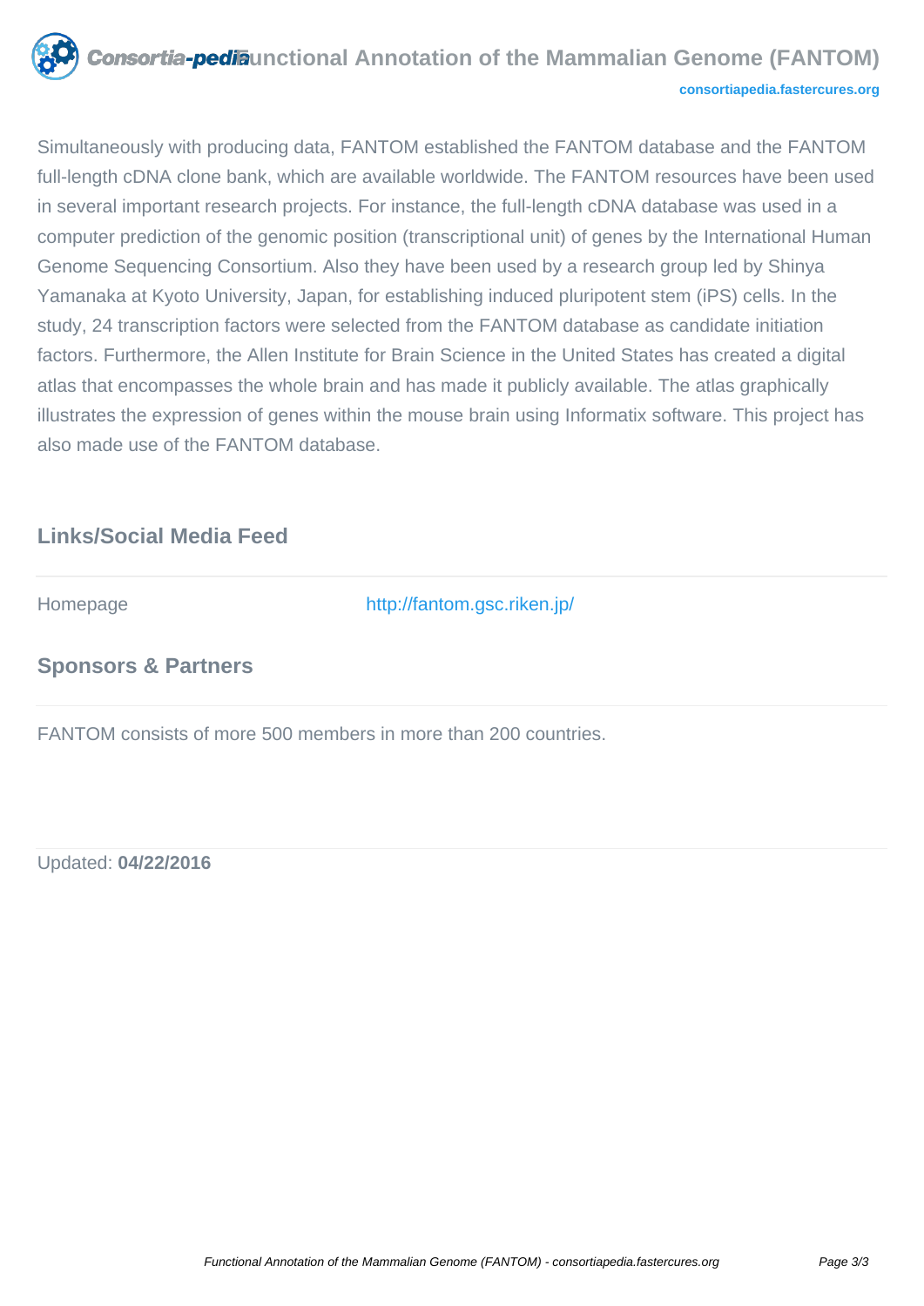Simultaneously with producing data, FANTOM established the FANTOM database and the FANTOM full-length cDNA clone bank, which are available worldwide. The FANTOM resources have been used in several important research projects. For instance, the full-length cDNA database was used in a computer prediction of the genomic position (transcriptional unit) of genes by the International Human Genome Sequencing Consortium. Also they have been used by a research group led by Shinya Yamanaka at Kyoto University, Japan, for establishing induced pluripotent stem (iPS) cells. In the study, 24 transcription factors were selected from the FANTOM database as candidate initiation factors. Furthermore, the Allen Institute for Brain Science in the United States has created a digital atlas that encompasses the whole brain and has made it publicly available. The atlas graphically illustrates the expression of genes within the mouse brain using Informatix software. This project has also made use of the FANTOM database.

## Links/Social Media Feed

| | |
|---|---|
| Homepage | http://fantom.gsc.riken.jp/ |

## Sponsors & Partners

FANTOM consists of more 500 members in more than 200 countries.

Updated: **04/22/2016**